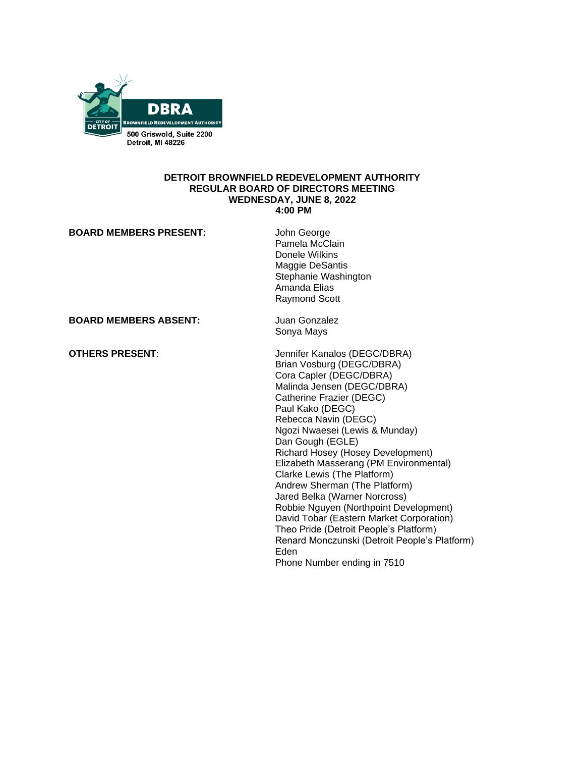DBRA

CITY OF DETROIT

BROWNFIELD REDEVELOPMENT AUTHORITY

500 Griswold, Suite 2200
Detroit, MI 48226

**DETROIT BROWNFIELD REDEVELOPMENT AUTHORITY**
**REGULAR BOARD OF DIRECTORS MEETING**
**WEDNESDAY, JUNE 8, 2022**
**4:00 PM**

| | |
|---|---|
| **BOARD MEMBERS PRESENT:** | John George<br>Pamela McClain<br>Donele Wilkins<br>Maggie DeSantis<br>Stephanie Washington<br>Amanda Elias<br>Raymond Scott |
| **BOARD MEMBERS ABSENT:** | Juan Gonzalez<br>Sonya Mays |
| **OTHERS PRESENT**: | Jennifer Kanalos (DEGC/DBRA)<br>Brian Vosburg (DEGC/DBRA)<br>Cora Capler (DEGC/DBRA)<br>Malinda Jensen (DEGC/DBRA)<br>Catherine Frazier (DEGC)<br>Paul Kako (DEGC)<br>Rebecca Navin (DEGC)<br>Ngozi Nwaesei (Lewis & Munday)<br>Dan Gough (EGLE)<br>Richard Hosey (Hosey Development)<br>Elizabeth Masserang (PM Environmental)<br>Clarke Lewis (The Platform)<br>Andrew Sherman (The Platform)<br>Jared Belka (Warner Norcross)<br>Robbie Nguyen (Northpoint Development)<br>David Tobar (Eastern Market Corporation)<br>Theo Pride (Detroit People's Platform)<br>Renard Monczunski (Detroit People's Platform)<br>Eden<br>Phone Number ending in 7510 |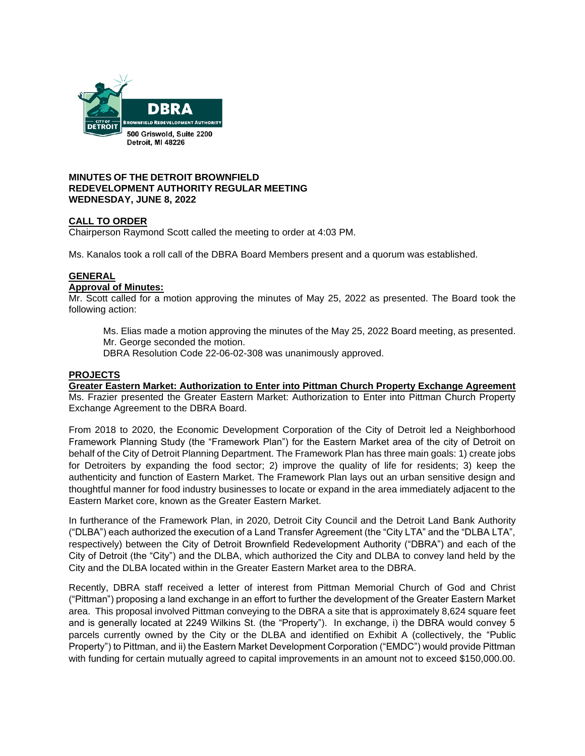DBRA

BROWNFIELD REDEVELOPMENT AUTHORITY

CITY OF DETROIT

500 Griswold, Suite 2200
Detroit, MI 48226

**MINUTES OF THE DETROIT BROWNFIELD REDEVELOPMENT AUTHORITY REGULAR MEETING WEDNESDAY, JUNE 8, 2022**

**CALL TO ORDER**

Chairperson Raymond Scott called the meeting to order at 4:03 PM.

Ms. Kanalos took a roll call of the DBRA Board Members present and a quorum was established.

**GENERAL**

**Approval of Minutes:**

Mr. Scott called for a motion approving the minutes of May 25, 2022 as presented. The Board took the following action:

> Ms. Elias made a motion approving the minutes of the May 25, 2022 Board meeting, as presented.
> Mr. George seconded the motion.
> DBRA Resolution Code 22-06-02-308 was unanimously approved.

**PROJECTS**

**Greater Eastern Market: Authorization to Enter into Pittman Church Property Exchange Agreement**

Ms. Frazier presented the Greater Eastern Market: Authorization to Enter into Pittman Church Property Exchange Agreement to the DBRA Board.

From 2018 to 2020, the Economic Development Corporation of the City of Detroit led a Neighborhood Framework Planning Study (the "Framework Plan") for the Eastern Market area of the city of Detroit on behalf of the City of Detroit Planning Department. The Framework Plan has three main goals: 1) create jobs for Detroiters by expanding the food sector; 2) improve the quality of life for residents; 3) keep the authenticity and function of Eastern Market. The Framework Plan lays out an urban sensitive design and thoughtful manner for food industry businesses to locate or expand in the area immediately adjacent to the Eastern Market core, known as the Greater Eastern Market.

In furtherance of the Framework Plan, in 2020, Detroit City Council and the Detroit Land Bank Authority ("DLBA") each authorized the execution of a Land Transfer Agreement (the "City LTA" and the "DLBA LTA", respectively) between the City of Detroit Brownfield Redevelopment Authority ("DBRA") and each of the City of Detroit (the "City") and the DLBA, which authorized the City and DLBA to convey land held by the City and the DLBA located within in the Greater Eastern Market area to the DBRA.

Recently, DBRA staff received a letter of interest from Pittman Memorial Church of God and Christ ("Pittman") proposing a land exchange in an effort to further the development of the Greater Eastern Market area. This proposal involved Pittman conveying to the DBRA a site that is approximately 8,624 square feet and is generally located at 2249 Wilkins St. (the "Property"). In exchange, i) the DBRA would convey 5 parcels currently owned by the City or the DLBA and identified on Exhibit A (collectively, the "Public Property") to Pittman, and ii) the Eastern Market Development Corporation ("EMDC") would provide Pittman with funding for certain mutually agreed to capital improvements in an amount not to exceed $150,000.00.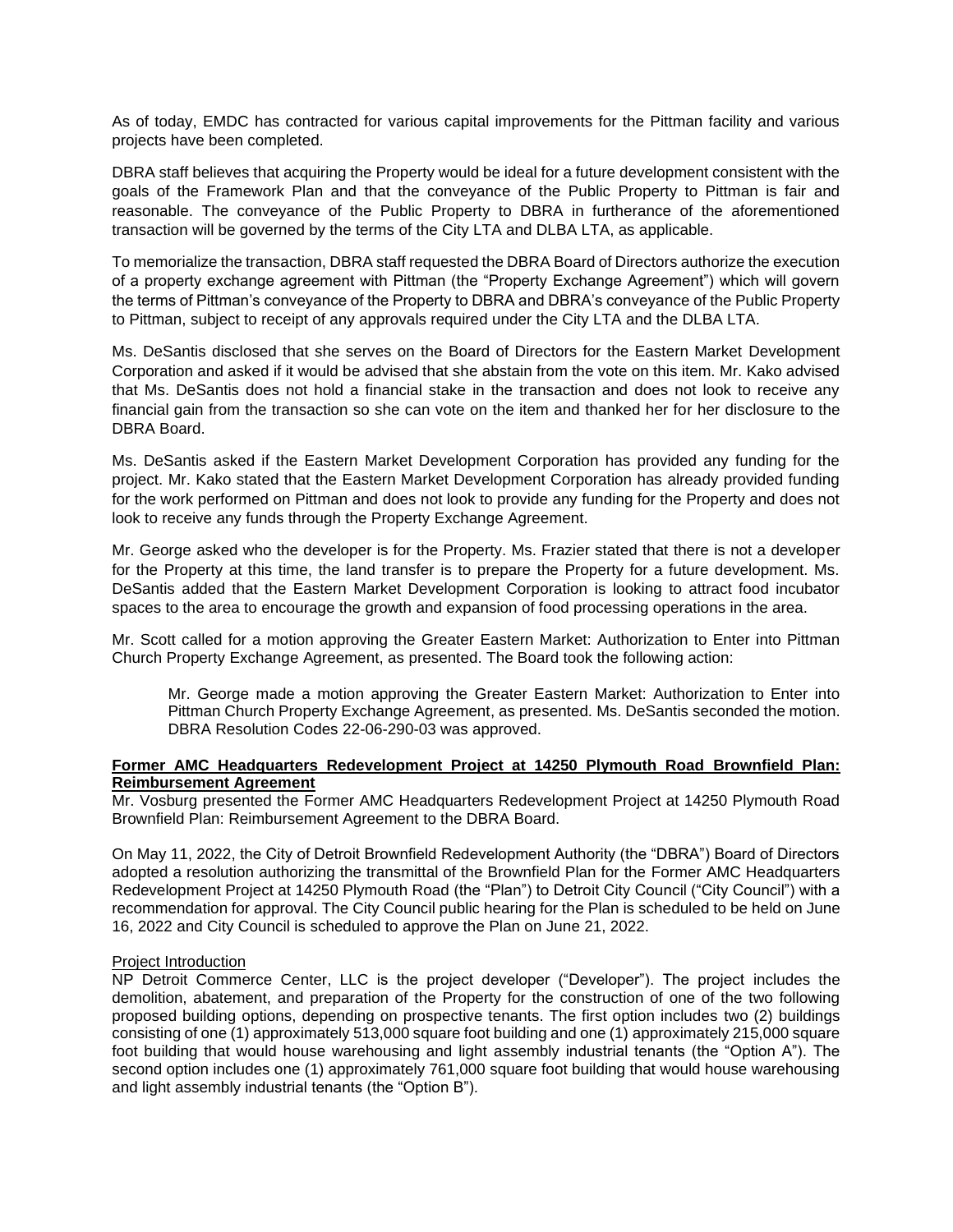As of today, EMDC has contracted for various capital improvements for the Pittman facility and various projects have been completed.

DBRA staff believes that acquiring the Property would be ideal for a future development consistent with the goals of the Framework Plan and that the conveyance of the Public Property to Pittman is fair and reasonable. The conveyance of the Public Property to DBRA in furtherance of the aforementioned transaction will be governed by the terms of the City LTA and DLBA LTA, as applicable.

To memorialize the transaction, DBRA staff requested the DBRA Board of Directors authorize the execution of a property exchange agreement with Pittman (the "Property Exchange Agreement") which will govern the terms of Pittman's conveyance of the Property to DBRA and DBRA's conveyance of the Public Property to Pittman, subject to receipt of any approvals required under the City LTA and the DLBA LTA.

Ms. DeSantis disclosed that she serves on the Board of Directors for the Eastern Market Development Corporation and asked if it would be advised that she abstain from the vote on this item. Mr. Kako advised that Ms. DeSantis does not hold a financial stake in the transaction and does not look to receive any financial gain from the transaction so she can vote on the item and thanked her for her disclosure to the DBRA Board.

Ms. DeSantis asked if the Eastern Market Development Corporation has provided any funding for the project. Mr. Kako stated that the Eastern Market Development Corporation has already provided funding for the work performed on Pittman and does not look to provide any funding for the Property and does not look to receive any funds through the Property Exchange Agreement.

Mr. George asked who the developer is for the Property. Ms. Frazier stated that there is not a developer for the Property at this time, the land transfer is to prepare the Property for a future development. Ms. DeSantis added that the Eastern Market Development Corporation is looking to attract food incubator spaces to the area to encourage the growth and expansion of food processing operations in the area.

Mr. Scott called for a motion approving the Greater Eastern Market: Authorization to Enter into Pittman Church Property Exchange Agreement, as presented. The Board took the following action:

> Mr. George made a motion approving the Greater Eastern Market: Authorization to Enter into Pittman Church Property Exchange Agreement, as presented. Ms. DeSantis seconded the motion. DBRA Resolution Codes 22-06-290-03 was approved.

**Former AMC Headquarters Redevelopment Project at 14250 Plymouth Road Brownfield Plan: Reimbursement Agreement**

Mr. Vosburg presented the Former AMC Headquarters Redevelopment Project at 14250 Plymouth Road Brownfield Plan: Reimbursement Agreement to the DBRA Board.

On May 11, 2022, the City of Detroit Brownfield Redevelopment Authority (the "DBRA") Board of Directors adopted a resolution authorizing the transmittal of the Brownfield Plan for the Former AMC Headquarters Redevelopment Project at 14250 Plymouth Road (the "Plan") to Detroit City Council ("City Council") with a recommendation for approval. The City Council public hearing for the Plan is scheduled to be held on June 16, 2022 and City Council is scheduled to approve the Plan on June 21, 2022.

Project Introduction

NP Detroit Commerce Center, LLC is the project developer ("Developer"). The project includes the demolition, abatement, and preparation of the Property for the construction of one of the two following proposed building options, depending on prospective tenants. The first option includes two (2) buildings consisting of one (1) approximately 513,000 square foot building and one (1) approximately 215,000 square foot building that would house warehousing and light assembly industrial tenants (the "Option A"). The second option includes one (1) approximately 761,000 square foot building that would house warehousing and light assembly industrial tenants (the "Option B").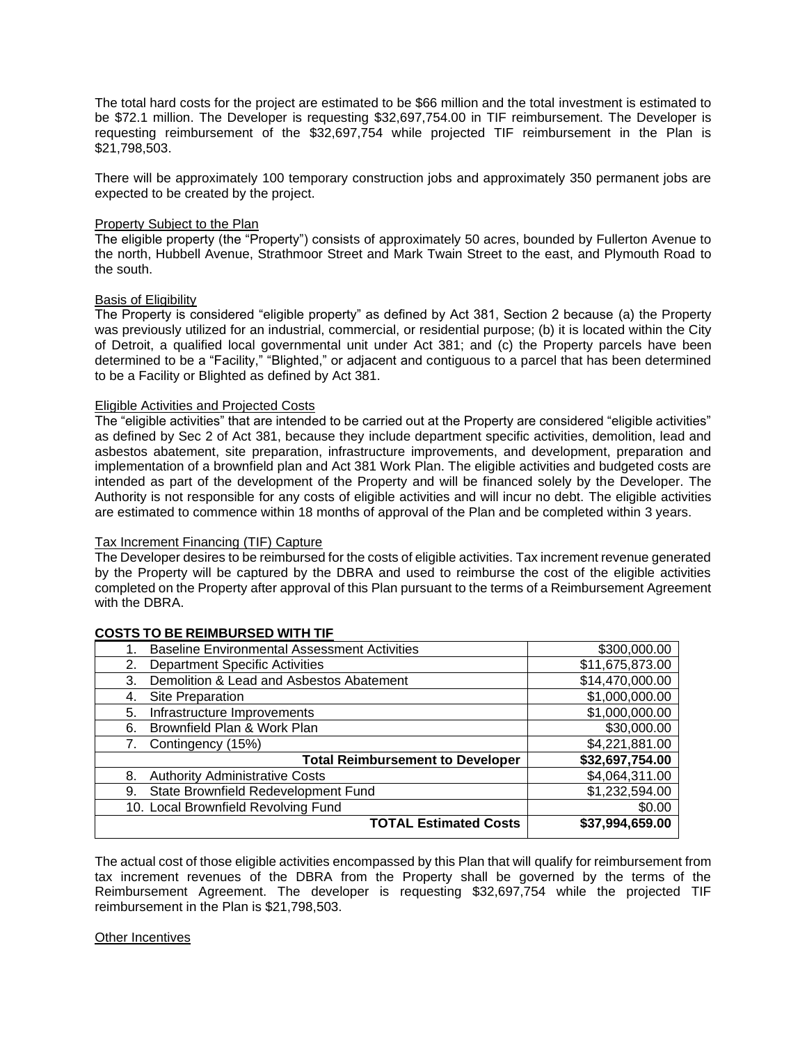The total hard costs for the project are estimated to be $66 million and the total investment is estimated to be $72.1 million. The Developer is requesting $32,697,754.00 in TIF reimbursement. The Developer is requesting reimbursement of the $32,697,754 while projected TIF reimbursement in the Plan is $21,798,503.

There will be approximately 100 temporary construction jobs and approximately 350 permanent jobs are expected to be created by the project.

<u>Property Subject to the Plan</u>

The eligible property (the "Property") consists of approximately 50 acres, bounded by Fullerton Avenue to the north, Hubbell Avenue, Strathmoor Street and Mark Twain Street to the east, and Plymouth Road to the south.

<u>Basis of Eligibility</u>

The Property is considered "eligible property" as defined by Act 381, Section 2 because (a) the Property was previously utilized for an industrial, commercial, or residential purpose; (b) it is located within the City of Detroit, a qualified local governmental unit under Act 381; and (c) the Property parcels have been determined to be a "Facility," "Blighted," or adjacent and contiguous to a parcel that has been determined to be a Facility or Blighted as defined by Act 381.

<u>Eligible Activities and Projected Costs</u>

The "eligible activities" that are intended to be carried out at the Property are considered "eligible activities" as defined by Sec 2 of Act 381, because they include department specific activities, demolition, lead and asbestos abatement, site preparation, infrastructure improvements, and development, preparation and implementation of a brownfield plan and Act 381 Work Plan. The eligible activities and budgeted costs are intended as part of the development of the Property and will be financed solely by the Developer. The Authority is not responsible for any costs of eligible activities and will incur no debt. The eligible activities are estimated to commence within 18 months of approval of the Plan and be completed within 3 years.

<u>Tax Increment Financing (TIF) Capture</u>

The Developer desires to be reimbursed for the costs of eligible activities. Tax increment revenue generated by the Property will be captured by the DBRA and used to reimburse the cost of the eligible activities completed on the Property after approval of this Plan pursuant to the terms of a Reimbursement Agreement with the DBRA.

**<u>COSTS TO BE REIMBURSED WITH TIF</u>**

| | |
|---|---|
| 1. Baseline Environmental Assessment Activities | $300,000.00 |
| 2. Department Specific Activities | $11,675,873.00 |
| 3. Demolition & Lead and Asbestos Abatement | $14,470,000.00 |
| 4. Site Preparation | $1,000,000.00 |
| 5. Infrastructure Improvements | $1,000,000.00 |
| 6. Brownfield Plan & Work Plan | $30,000.00 |
| 7. Contingency (15%) | $4,221,881.00 |
| **Total Reimbursement to Developer** | **$32,697,754.00** |
| 8. Authority Administrative Costs | $4,064,311.00 |
| 9. State Brownfield Redevelopment Fund | $1,232,594.00 |
| 10. Local Brownfield Revolving Fund | $0.00 |
| **TOTAL Estimated Costs** | **$37,994,659.00** |

The actual cost of those eligible activities encompassed by this Plan that will qualify for reimbursement from tax increment revenues of the DBRA from the Property shall be governed by the terms of the Reimbursement Agreement. The developer is requesting $32,697,754 while the projected TIF reimbursement in the Plan is $21,798,503.

<u>Other Incentives</u>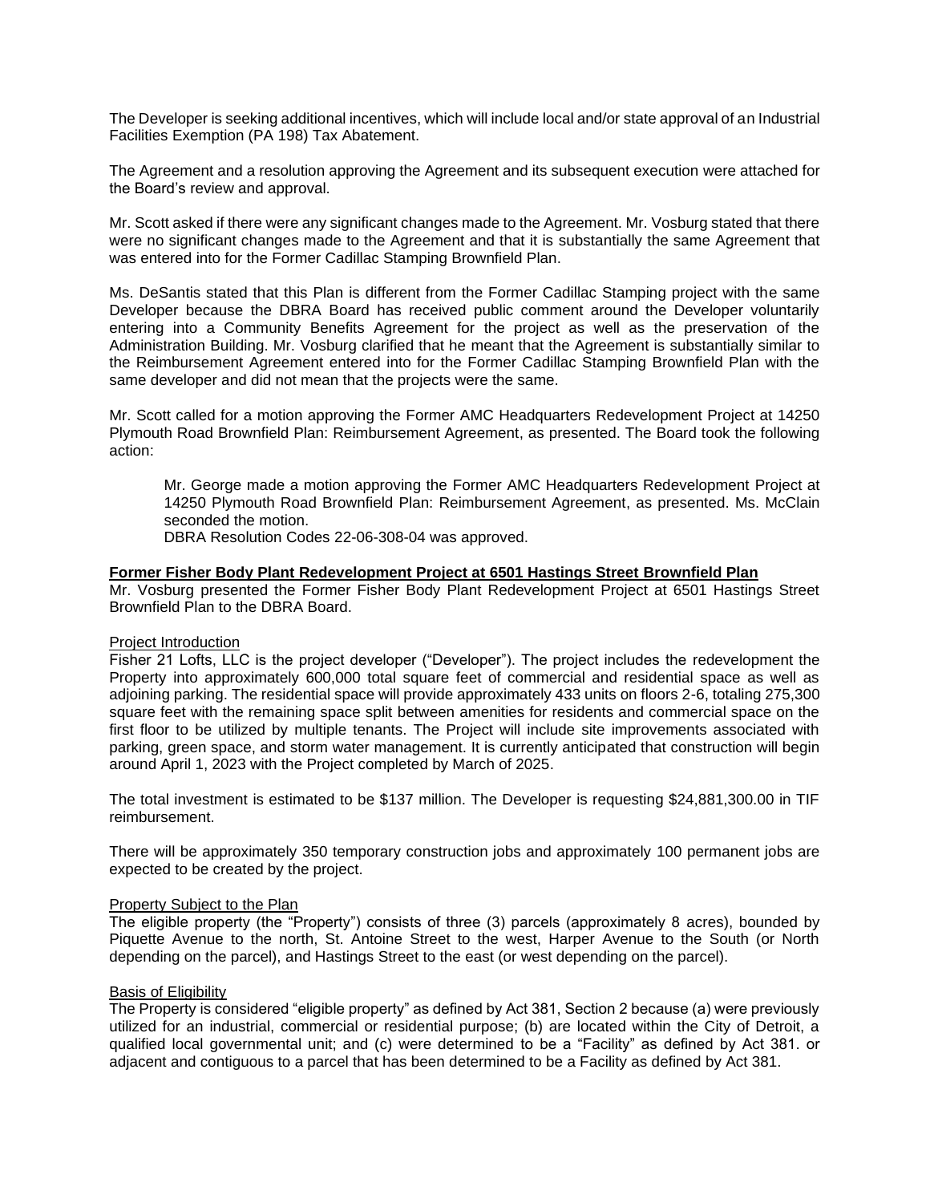The Developer is seeking additional incentives, which will include local and/or state approval of an Industrial Facilities Exemption (PA 198) Tax Abatement.

The Agreement and a resolution approving the Agreement and its subsequent execution were attached for the Board's review and approval.

Mr. Scott asked if there were any significant changes made to the Agreement. Mr. Vosburg stated that there were no significant changes made to the Agreement and that it is substantially the same Agreement that was entered into for the Former Cadillac Stamping Brownfield Plan.

Ms. DeSantis stated that this Plan is different from the Former Cadillac Stamping project with the same Developer because the DBRA Board has received public comment around the Developer voluntarily entering into a Community Benefits Agreement for the project as well as the preservation of the Administration Building. Mr. Vosburg clarified that he meant that the Agreement is substantially similar to the Reimbursement Agreement entered into for the Former Cadillac Stamping Brownfield Plan with the same developer and did not mean that the projects were the same.

Mr. Scott called for a motion approving the Former AMC Headquarters Redevelopment Project at 14250 Plymouth Road Brownfield Plan: Reimbursement Agreement, as presented. The Board took the following action:

> Mr. George made a motion approving the Former AMC Headquarters Redevelopment Project at 14250 Plymouth Road Brownfield Plan: Reimbursement Agreement, as presented. Ms. McClain seconded the motion.
> DBRA Resolution Codes 22-06-308-04 was approved.

**Former Fisher Body Plant Redevelopment Project at 6501 Hastings Street Brownfield Plan**

Mr. Vosburg presented the Former Fisher Body Plant Redevelopment Project at 6501 Hastings Street Brownfield Plan to the DBRA Board.

Project Introduction

Fisher 21 Lofts, LLC is the project developer ("Developer"). The project includes the redevelopment the Property into approximately 600,000 total square feet of commercial and residential space as well as adjoining parking. The residential space will provide approximately 433 units on floors 2-6, totaling 275,300 square feet with the remaining space split between amenities for residents and commercial space on the first floor to be utilized by multiple tenants. The Project will include site improvements associated with parking, green space, and storm water management. It is currently anticipated that construction will begin around April 1, 2023 with the Project completed by March of 2025.

The total investment is estimated to be $137 million. The Developer is requesting $24,881,300.00 in TIF reimbursement.

There will be approximately 350 temporary construction jobs and approximately 100 permanent jobs are expected to be created by the project.

Property Subject to the Plan

The eligible property (the "Property") consists of three (3) parcels (approximately 8 acres), bounded by Piquette Avenue to the north, St. Antoine Street to the west, Harper Avenue to the South (or North depending on the parcel), and Hastings Street to the east (or west depending on the parcel).

Basis of Eligibility

The Property is considered "eligible property" as defined by Act 381, Section 2 because (a) were previously utilized for an industrial, commercial or residential purpose; (b) are located within the City of Detroit, a qualified local governmental unit; and (c) were determined to be a "Facility" as defined by Act 381. or adjacent and contiguous to a parcel that has been determined to be a Facility as defined by Act 381.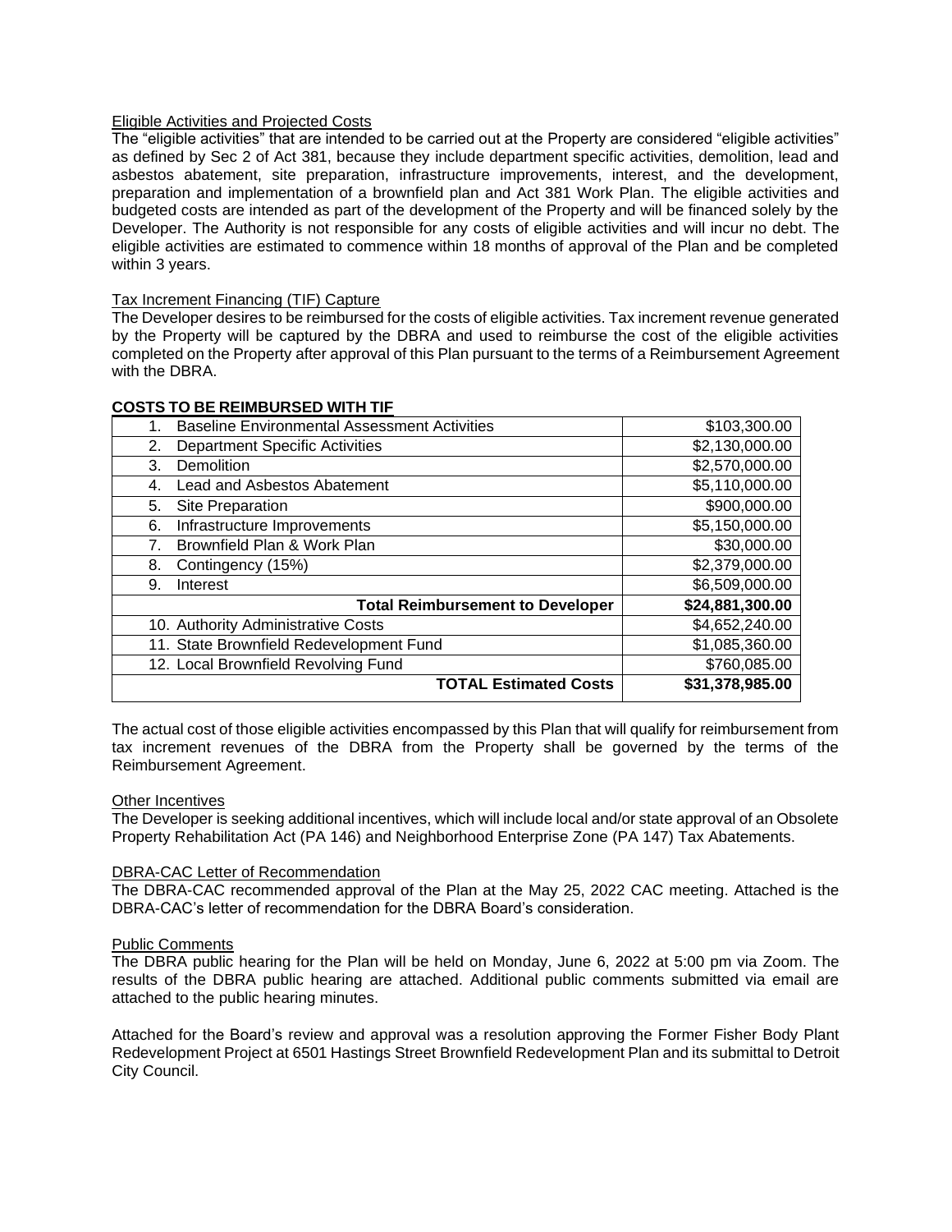Eligible Activities and Projected Costs

The "eligible activities" that are intended to be carried out at the Property are considered "eligible activities" as defined by Sec 2 of Act 381, because they include department specific activities, demolition, lead and asbestos abatement, site preparation, infrastructure improvements, interest, and the development, preparation and implementation of a brownfield plan and Act 381 Work Plan. The eligible activities and budgeted costs are intended as part of the development of the Property and will be financed solely by the Developer. The Authority is not responsible for any costs of eligible activities and will incur no debt. The eligible activities are estimated to commence within 18 months of approval of the Plan and be completed within 3 years.

Tax Increment Financing (TIF) Capture

The Developer desires to be reimbursed for the costs of eligible activities. Tax increment revenue generated by the Property will be captured by the DBRA and used to reimburse the cost of the eligible activities completed on the Property after approval of this Plan pursuant to the terms of a Reimbursement Agreement with the DBRA.

**COSTS TO BE REIMBURSED WITH TIF**

| | |
|---|---|
| 1. Baseline Environmental Assessment Activities | $103,300.00 |
| 2. Department Specific Activities | $2,130,000.00 |
| 3. Demolition | $2,570,000.00 |
| 4. Lead and Asbestos Abatement | $5,110,000.00 |
| 5. Site Preparation | $900,000.00 |
| 6. Infrastructure Improvements | $5,150,000.00 |
| 7. Brownfield Plan & Work Plan | $30,000.00 |
| 8. Contingency (15%) | $2,379,000.00 |
| 9. Interest | $6,509,000.00 |
| **Total Reimbursement to Developer** | **$24,881,300.00** |
| 10. Authority Administrative Costs | $4,652,240.00 |
| 11. State Brownfield Redevelopment Fund | $1,085,360.00 |
| 12. Local Brownfield Revolving Fund | $760,085.00 |
| **TOTAL Estimated Costs** | **$31,378,985.00** |

The actual cost of those eligible activities encompassed by this Plan that will qualify for reimbursement from tax increment revenues of the DBRA from the Property shall be governed by the terms of the Reimbursement Agreement.

Other Incentives

The Developer is seeking additional incentives, which will include local and/or state approval of an Obsolete Property Rehabilitation Act (PA 146) and Neighborhood Enterprise Zone (PA 147) Tax Abatements.

DBRA-CAC Letter of Recommendation

The DBRA-CAC recommended approval of the Plan at the May 25, 2022 CAC meeting. Attached is the DBRA-CAC's letter of recommendation for the DBRA Board's consideration.

Public Comments

The DBRA public hearing for the Plan will be held on Monday, June 6, 2022 at 5:00 pm via Zoom. The results of the DBRA public hearing are attached. Additional public comments submitted via email are attached to the public hearing minutes.

Attached for the Board's review and approval was a resolution approving the Former Fisher Body Plant Redevelopment Project at 6501 Hastings Street Brownfield Redevelopment Plan and its submittal to Detroit City Council.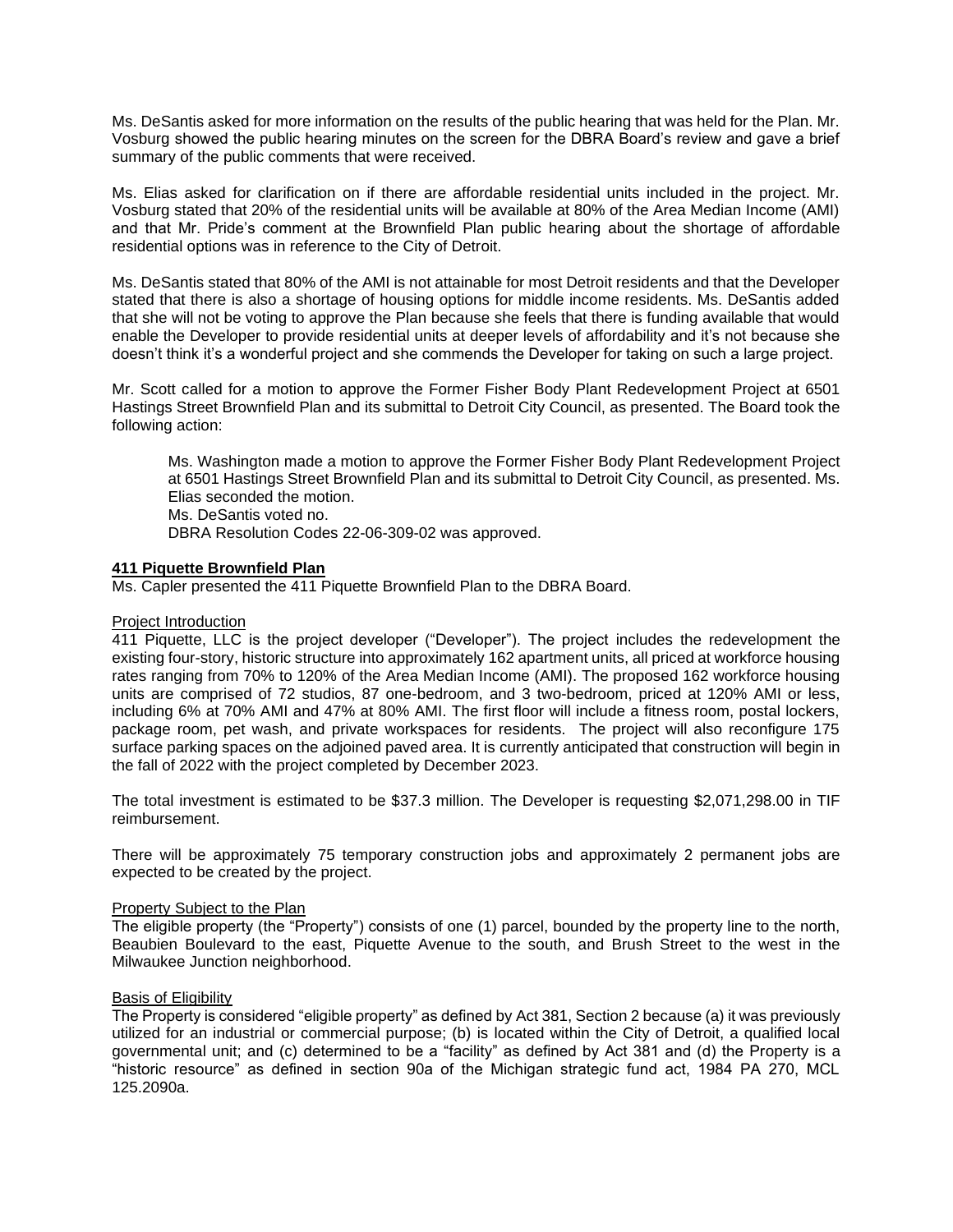Ms. DeSantis asked for more information on the results of the public hearing that was held for the Plan. Mr. Vosburg showed the public hearing minutes on the screen for the DBRA Board's review and gave a brief summary of the public comments that were received.

Ms. Elias asked for clarification on if there are affordable residential units included in the project. Mr. Vosburg stated that 20% of the residential units will be available at 80% of the Area Median Income (AMI) and that Mr. Pride's comment at the Brownfield Plan public hearing about the shortage of affordable residential options was in reference to the City of Detroit.

Ms. DeSantis stated that 80% of the AMI is not attainable for most Detroit residents and that the Developer stated that there is also a shortage of housing options for middle income residents. Ms. DeSantis added that she will not be voting to approve the Plan because she feels that there is funding available that would enable the Developer to provide residential units at deeper levels of affordability and it's not because she doesn't think it's a wonderful project and she commends the Developer for taking on such a large project.

Mr. Scott called for a motion to approve the Former Fisher Body Plant Redevelopment Project at 6501 Hastings Street Brownfield Plan and its submittal to Detroit City Council, as presented. The Board took the following action:

> Ms. Washington made a motion to approve the Former Fisher Body Plant Redevelopment Project at 6501 Hastings Street Brownfield Plan and its submittal to Detroit City Council, as presented. Ms. Elias seconded the motion.
> Ms. DeSantis voted no.
> DBRA Resolution Codes 22-06-309-02 was approved.

**411 Piquette Brownfield Plan**

Ms. Capler presented the 411 Piquette Brownfield Plan to the DBRA Board.

Project Introduction

411 Piquette, LLC is the project developer ("Developer"). The project includes the redevelopment the existing four-story, historic structure into approximately 162 apartment units, all priced at workforce housing rates ranging from 70% to 120% of the Area Median Income (AMI). The proposed 162 workforce housing units are comprised of 72 studios, 87 one-bedroom, and 3 two-bedroom, priced at 120% AMI or less, including 6% at 70% AMI and 47% at 80% AMI. The first floor will include a fitness room, postal lockers, package room, pet wash, and private workspaces for residents. The project will also reconfigure 175 surface parking spaces on the adjoined paved area. It is currently anticipated that construction will begin in the fall of 2022 with the project completed by December 2023.

The total investment is estimated to be $37.3 million. The Developer is requesting $2,071,298.00 in TIF reimbursement.

There will be approximately 75 temporary construction jobs and approximately 2 permanent jobs are expected to be created by the project.

Property Subject to the Plan

The eligible property (the "Property") consists of one (1) parcel, bounded by the property line to the north, Beaubien Boulevard to the east, Piquette Avenue to the south, and Brush Street to the west in the Milwaukee Junction neighborhood.

Basis of Eligibility

The Property is considered "eligible property" as defined by Act 381, Section 2 because (a) it was previously utilized for an industrial or commercial purpose; (b) is located within the City of Detroit, a qualified local governmental unit; and (c) determined to be a "facility" as defined by Act 381 and (d) the Property is a "historic resource" as defined in section 90a of the Michigan strategic fund act, 1984 PA 270, MCL 125.2090a.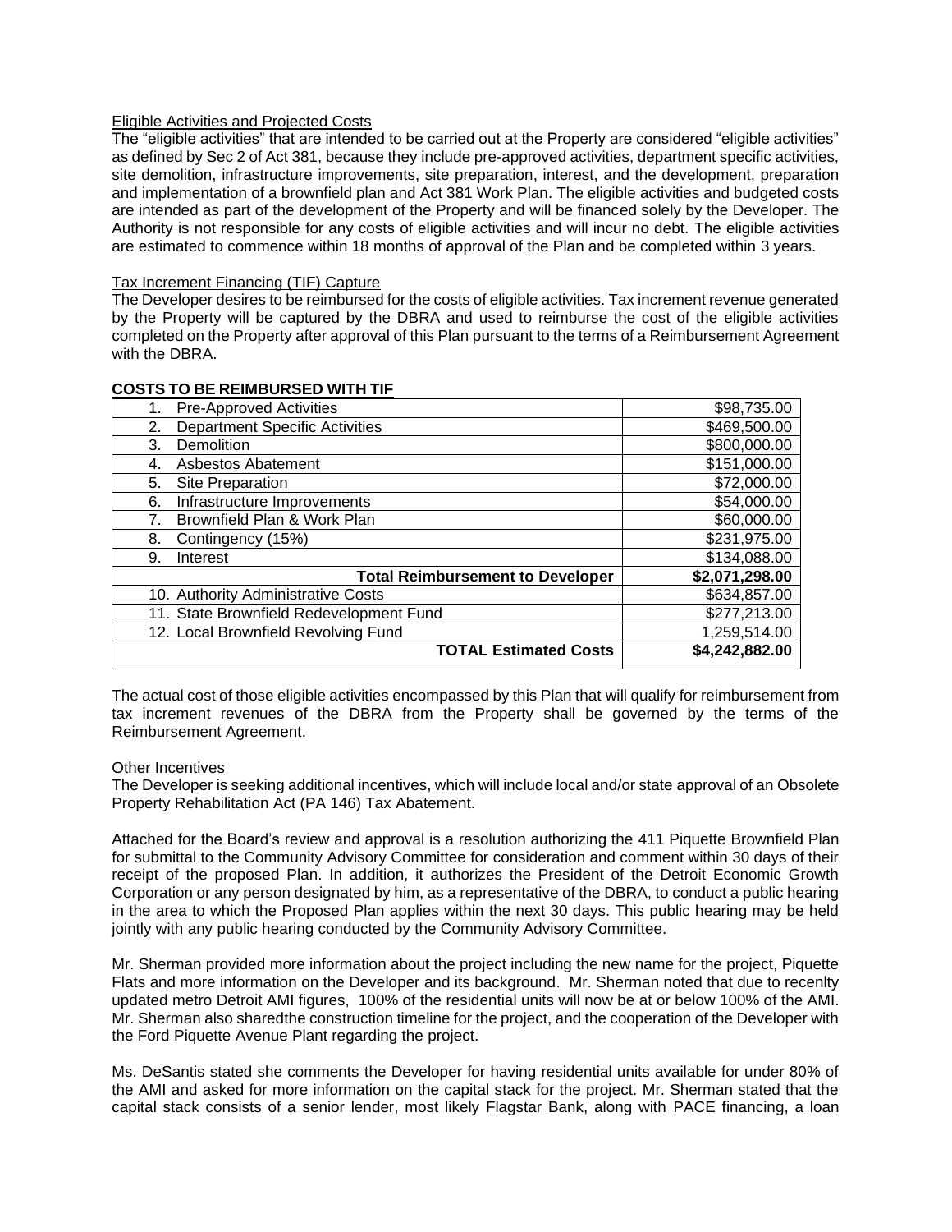Eligible Activities and Projected Costs

The "eligible activities" that are intended to be carried out at the Property are considered "eligible activities" as defined by Sec 2 of Act 381, because they include pre-approved activities, department specific activities, site demolition, infrastructure improvements, site preparation, interest, and the development, preparation and implementation of a brownfield plan and Act 381 Work Plan. The eligible activities and budgeted costs are intended as part of the development of the Property and will be financed solely by the Developer. The Authority is not responsible for any costs of eligible activities and will incur no debt. The eligible activities are estimated to commence within 18 months of approval of the Plan and be completed within 3 years.

Tax Increment Financing (TIF) Capture

The Developer desires to be reimbursed for the costs of eligible activities. Tax increment revenue generated by the Property will be captured by the DBRA and used to reimburse the cost of the eligible activities completed on the Property after approval of this Plan pursuant to the terms of a Reimbursement Agreement with the DBRA.

**COSTS TO BE REIMBURSED WITH TIF**

| | |
|---|---|
| 1. Pre-Approved Activities | $98,735.00 |
| 2. Department Specific Activities | $469,500.00 |
| 3. Demolition | $800,000.00 |
| 4. Asbestos Abatement | $151,000.00 |
| 5. Site Preparation | $72,000.00 |
| 6. Infrastructure Improvements | $54,000.00 |
| 7. Brownfield Plan & Work Plan | $60,000.00 |
| 8. Contingency (15%) | $231,975.00 |
| 9. Interest | $134,088.00 |
| **Total Reimbursement to Developer** | **$2,071,298.00** |
| 10. Authority Administrative Costs | $634,857.00 |
| 11. State Brownfield Redevelopment Fund | $277,213.00 |
| 12. Local Brownfield Revolving Fund | 1,259,514.00 |
| **TOTAL Estimated Costs** | **$4,242,882.00** |

The actual cost of those eligible activities encompassed by this Plan that will qualify for reimbursement from tax increment revenues of the DBRA from the Property shall be governed by the terms of the Reimbursement Agreement.

Other Incentives

The Developer is seeking additional incentives, which will include local and/or state approval of an Obsolete Property Rehabilitation Act (PA 146) Tax Abatement.

Attached for the Board's review and approval is a resolution authorizing the 411 Piquette Brownfield Plan for submittal to the Community Advisory Committee for consideration and comment within 30 days of their receipt of the proposed Plan. In addition, it authorizes the President of the Detroit Economic Growth Corporation or any person designated by him, as a representative of the DBRA, to conduct a public hearing in the area to which the Proposed Plan applies within the next 30 days. This public hearing may be held jointly with any public hearing conducted by the Community Advisory Committee.

Mr. Sherman provided more information about the project including the new name for the project, Piquette Flats and more information on the Developer and its background. Mr. Sherman noted that due to recenlty updated metro Detroit AMI figures, 100% of the residential units will now be at or below 100% of the AMI. Mr. Sherman also sharedthe construction timeline for the project, and the cooperation of the Developer with the Ford Piquette Avenue Plant regarding the project.

Ms. DeSantis stated she comments the Developer for having residential units available for under 80% of the AMI and asked for more information on the capital stack for the project. Mr. Sherman stated that the capital stack consists of a senior lender, most likely Flagstar Bank, along with PACE financing, a loan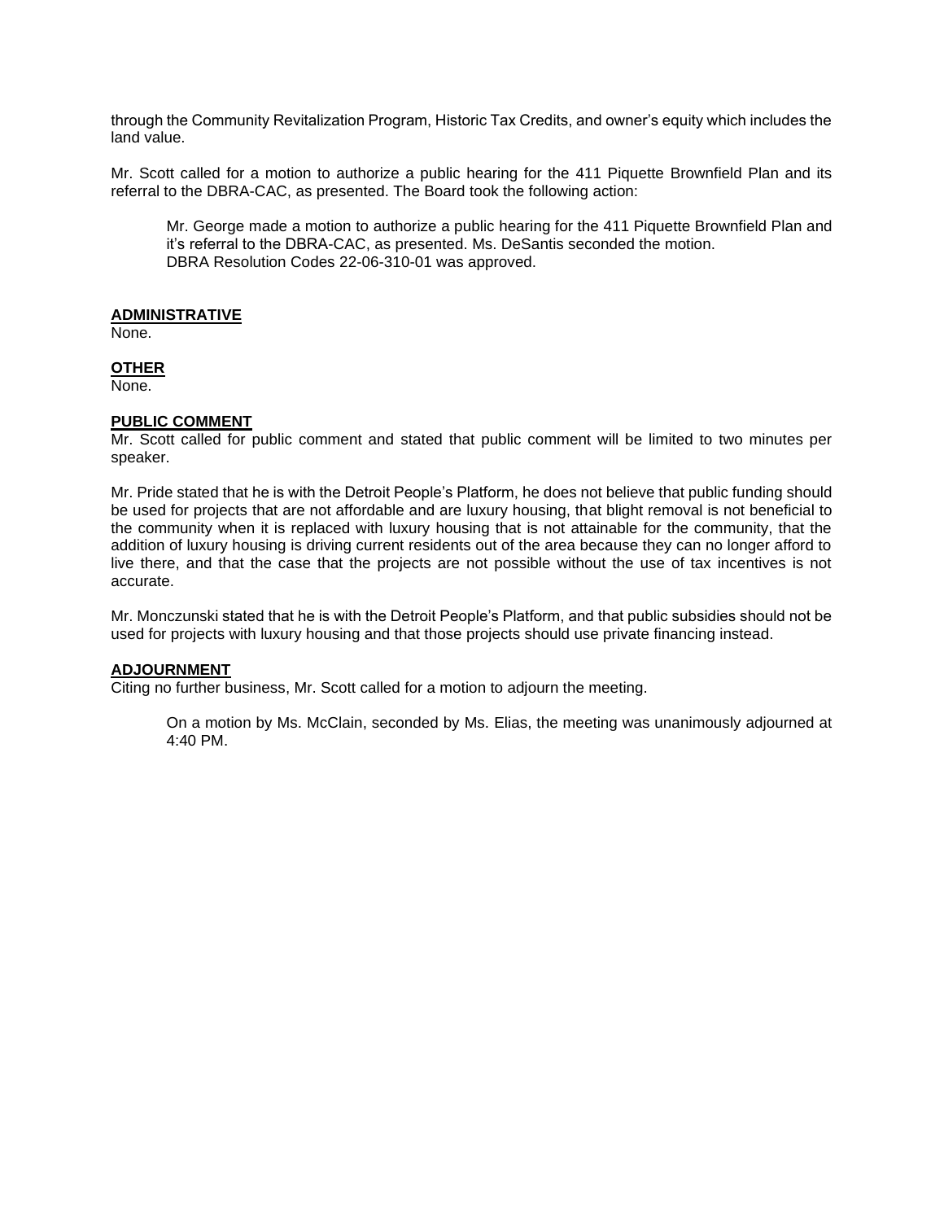through the Community Revitalization Program, Historic Tax Credits, and owner's equity which includes the land value.

Mr. Scott called for a motion to authorize a public hearing for the 411 Piquette Brownfield Plan and its referral to the DBRA-CAC, as presented. The Board took the following action:

> Mr. George made a motion to authorize a public hearing for the 411 Piquette Brownfield Plan and it's referral to the DBRA-CAC, as presented. Ms. DeSantis seconded the motion. DBRA Resolution Codes 22-06-310-01 was approved.

**ADMINISTRATIVE**

None.

**OTHER**

None.

**PUBLIC COMMENT**

Mr. Scott called for public comment and stated that public comment will be limited to two minutes per speaker.

Mr. Pride stated that he is with the Detroit People's Platform, he does not believe that public funding should be used for projects that are not affordable and are luxury housing, that blight removal is not beneficial to the community when it is replaced with luxury housing that is not attainable for the community, that the addition of luxury housing is driving current residents out of the area because they can no longer afford to live there, and that the case that the projects are not possible without the use of tax incentives is not accurate.

Mr. Monczunski stated that he is with the Detroit People's Platform, and that public subsidies should not be used for projects with luxury housing and that those projects should use private financing instead.

**ADJOURNMENT**

Citing no further business, Mr. Scott called for a motion to adjourn the meeting.

> On a motion by Ms. McClain, seconded by Ms. Elias, the meeting was unanimously adjourned at 4:40 PM.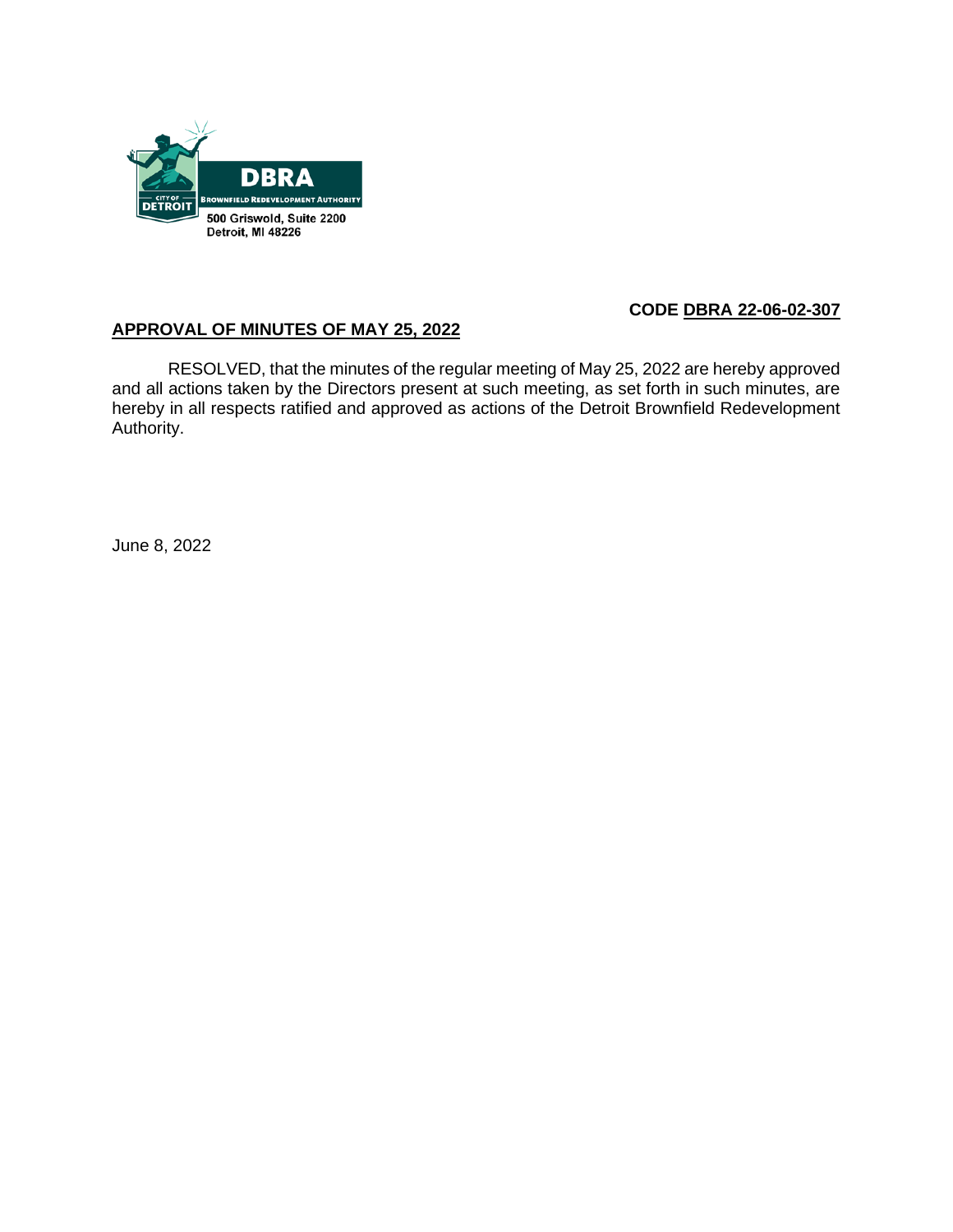DBRA
BROWNFIELD REDEVELOPMENT AUTHORITY
500 Griswold, Suite 2200
Detroit, MI 48226

**CODE DBRA 22-06-02-307**

**APPROVAL OF MINUTES OF MAY 25, 2022**

RESOLVED, that the minutes of the regular meeting of May 25, 2022 are hereby approved and all actions taken by the Directors present at such meeting, as set forth in such minutes, are hereby in all respects ratified and approved as actions of the Detroit Brownfield Redevelopment Authority.

June 8, 2022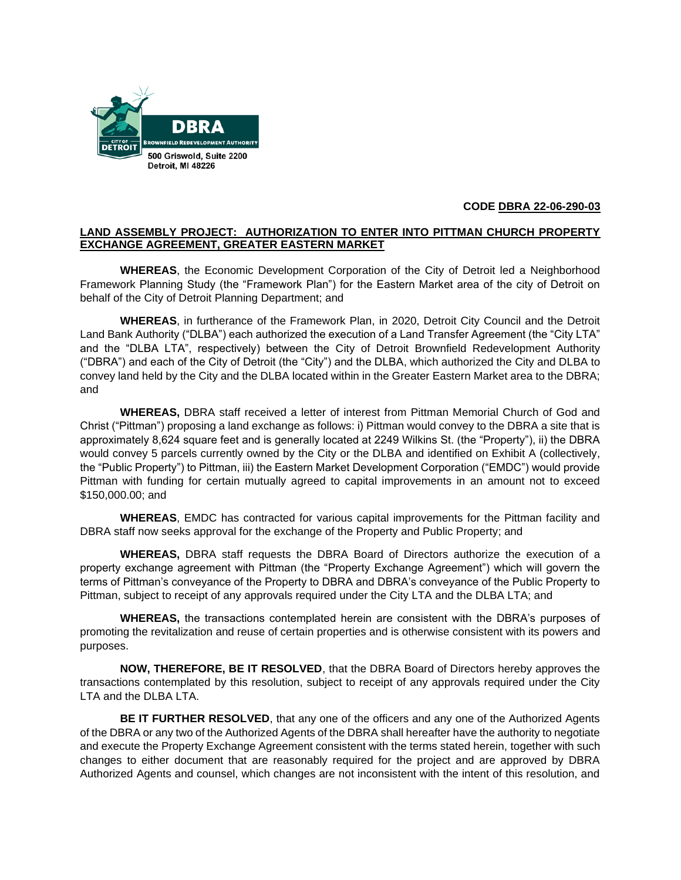DBRA

BROWNFIELD REDEVELOPMENT AUTHORITY

CITY OF DETROIT

500 Griswold, Suite 2200
Detroit, MI 48226

**CODE DBRA 22-06-290-03**

**LAND ASSEMBLY PROJECT: AUTHORIZATION TO ENTER INTO PITTMAN CHURCH PROPERTY EXCHANGE AGREEMENT, GREATER EASTERN MARKET**

**WHEREAS**, the Economic Development Corporation of the City of Detroit led a Neighborhood Framework Planning Study (the "Framework Plan") for the Eastern Market area of the city of Detroit on behalf of the City of Detroit Planning Department; and

**WHEREAS**, in furtherance of the Framework Plan, in 2020, Detroit City Council and the Detroit Land Bank Authority ("DLBA") each authorized the execution of a Land Transfer Agreement (the "City LTA" and the "DLBA LTA", respectively) between the City of Detroit Brownfield Redevelopment Authority ("DBRA") and each of the City of Detroit (the "City") and the DLBA, which authorized the City and DLBA to convey land held by the City and the DLBA located within in the Greater Eastern Market area to the DBRA; and

**WHEREAS,** DBRA staff received a letter of interest from Pittman Memorial Church of God and Christ ("Pittman") proposing a land exchange as follows: i) Pittman would convey to the DBRA a site that is approximately 8,624 square feet and is generally located at 2249 Wilkins St. (the "Property"), ii) the DBRA would convey 5 parcels currently owned by the City or the DLBA and identified on Exhibit A (collectively, the "Public Property") to Pittman, iii) the Eastern Market Development Corporation ("EMDC") would provide Pittman with funding for certain mutually agreed to capital improvements in an amount not to exceed $150,000.00; and

**WHEREAS**, EMDC has contracted for various capital improvements for the Pittman facility and DBRA staff now seeks approval for the exchange of the Property and Public Property; and

**WHEREAS,** DBRA staff requests the DBRA Board of Directors authorize the execution of a property exchange agreement with Pittman (the "Property Exchange Agreement") which will govern the terms of Pittman's conveyance of the Property to DBRA and DBRA's conveyance of the Public Property to Pittman, subject to receipt of any approvals required under the City LTA and the DLBA LTA; and

**WHEREAS,** the transactions contemplated herein are consistent with the DBRA's purposes of promoting the revitalization and reuse of certain properties and is otherwise consistent with its powers and purposes.

**NOW, THEREFORE, BE IT RESOLVED**, that the DBRA Board of Directors hereby approves the transactions contemplated by this resolution, subject to receipt of any approvals required under the City LTA and the DLBA LTA.

**BE IT FURTHER RESOLVED**, that any one of the officers and any one of the Authorized Agents of the DBRA or any two of the Authorized Agents of the DBRA shall hereafter have the authority to negotiate and execute the Property Exchange Agreement consistent with the terms stated herein, together with such changes to either document that are reasonably required for the project and are approved by DBRA Authorized Agents and counsel, which changes are not inconsistent with the intent of this resolution, and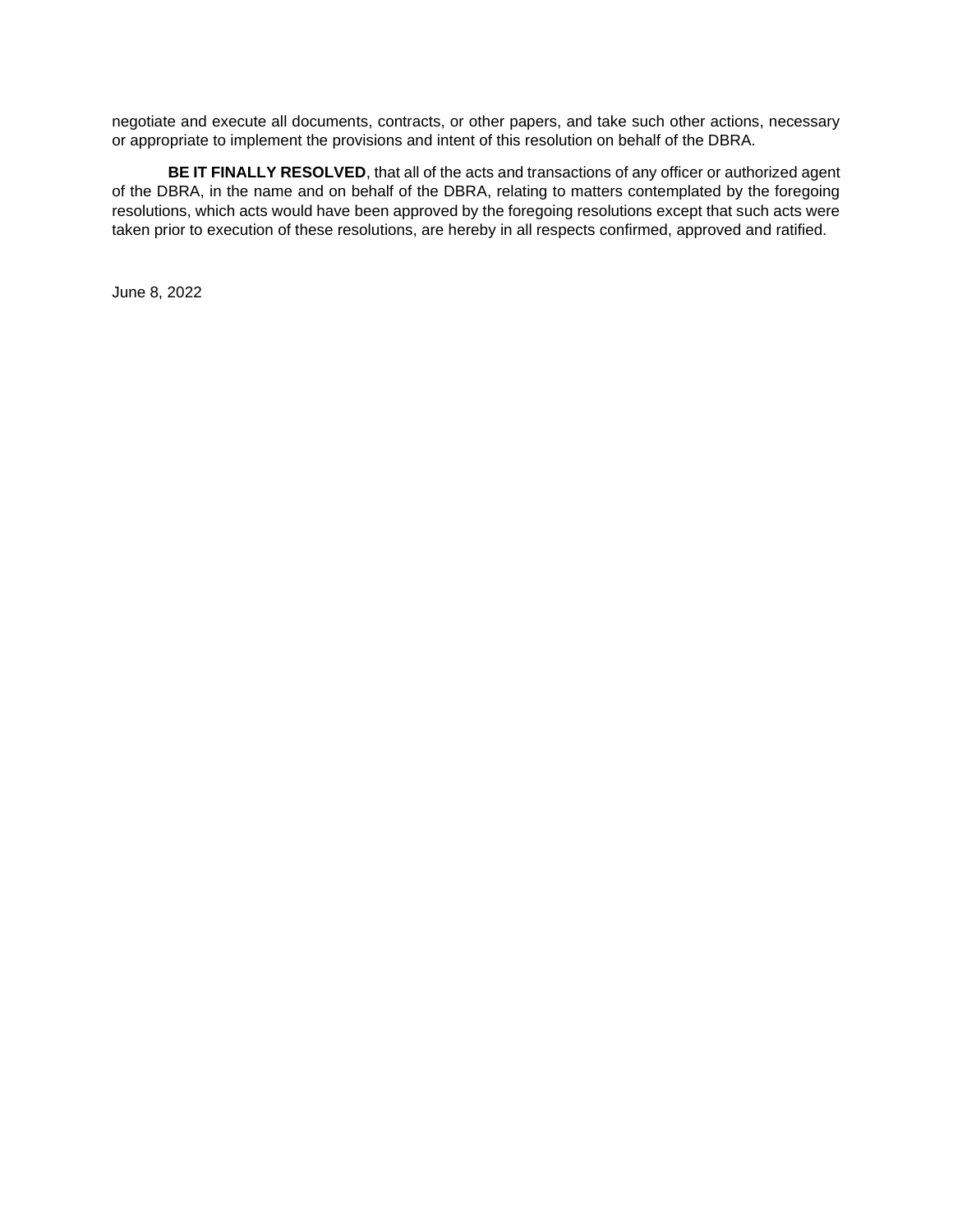negotiate and execute all documents, contracts, or other papers, and take such other actions, necessary or appropriate to implement the provisions and intent of this resolution on behalf of the DBRA.

**BE IT FINALLY RESOLVED**, that all of the acts and transactions of any officer or authorized agent of the DBRA, in the name and on behalf of the DBRA, relating to matters contemplated by the foregoing resolutions, which acts would have been approved by the foregoing resolutions except that such acts were taken prior to execution of these resolutions, are hereby in all respects confirmed, approved and ratified.

June 8, 2022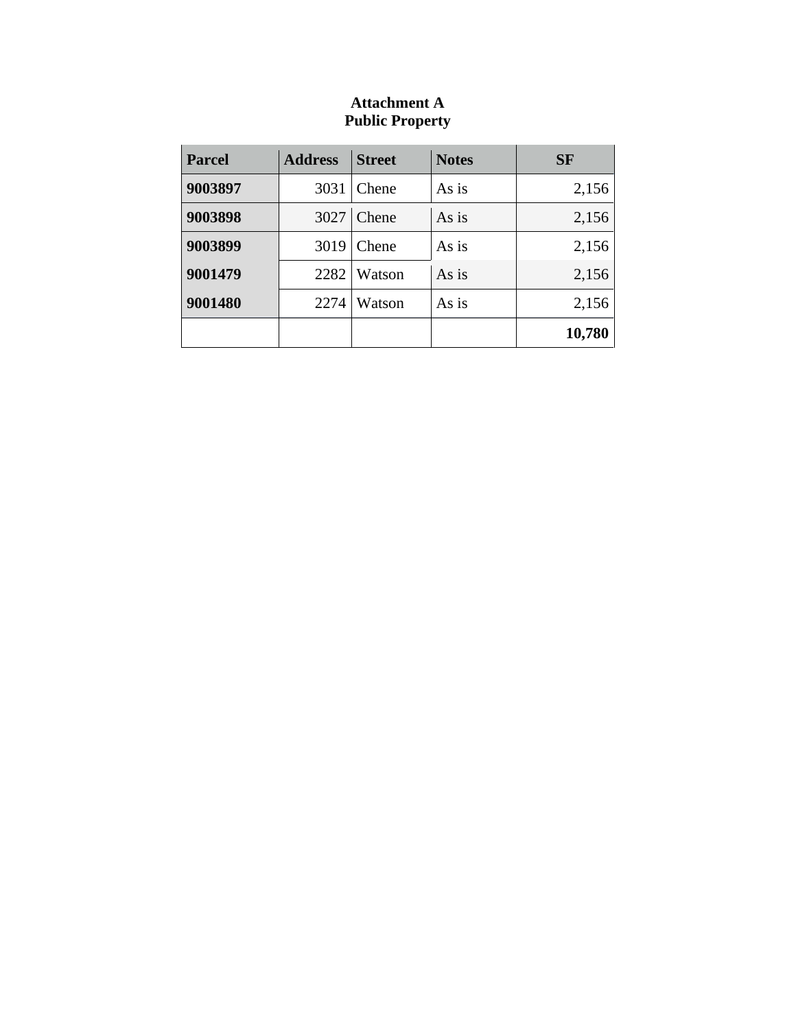**Attachment A**
**Public Property**

| Parcel | Address | Street | Notes | SF |
|---|---|---|---|---|
| **9003897** | 3031 | Chene | As is | 2,156 |
| **9003898** | 3027 | Chene | As is | 2,156 |
| **9003899** | 3019 | Chene | As is | 2,156 |
| **9001479** | 2282 | Watson | As is | 2,156 |
| **9001480** | 2274 | Watson | As is | 2,156 |
| | | | | **10,780** |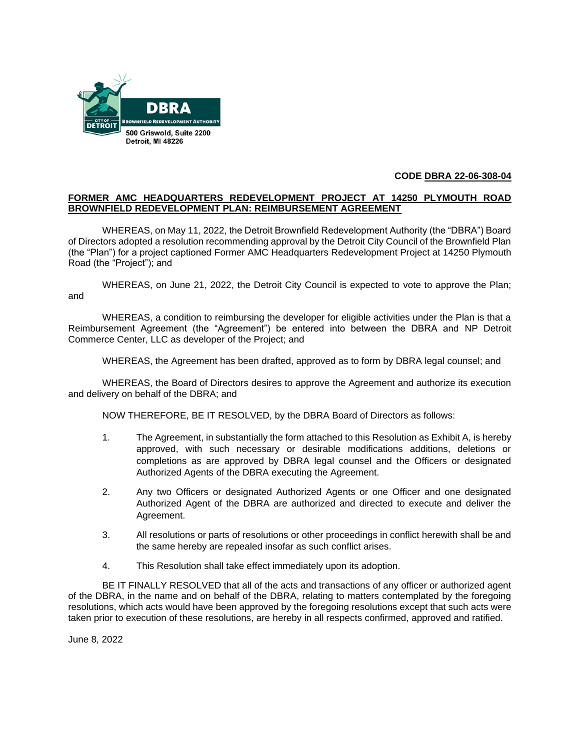DBRA

BROWNFIELD REDEVELOPMENT AUTHORITY

CITY OF DETROIT

500 Griswold, Suite 2200
Detroit, MI 48226

**CODE DBRA 22-06-308-04**

**FORMER AMC HEADQUARTERS REDEVELOPMENT PROJECT AT 14250 PLYMOUTH ROAD BROWNFIELD REDEVELOPMENT PLAN: REIMBURSEMENT AGREEMENT**

WHEREAS, on May 11, 2022, the Detroit Brownfield Redevelopment Authority (the "DBRA") Board of Directors adopted a resolution recommending approval by the Detroit City Council of the Brownfield Plan (the "Plan") for a project captioned Former AMC Headquarters Redevelopment Project at 14250 Plymouth Road (the "Project"); and

WHEREAS, on June 21, 2022, the Detroit City Council is expected to vote to approve the Plan; and

WHEREAS, a condition to reimbursing the developer for eligible activities under the Plan is that a Reimbursement Agreement (the "Agreement") be entered into between the DBRA and NP Detroit Commerce Center, LLC as developer of the Project; and

WHEREAS, the Agreement has been drafted, approved as to form by DBRA legal counsel; and

WHEREAS, the Board of Directors desires to approve the Agreement and authorize its execution and delivery on behalf of the DBRA; and

NOW THEREFORE, BE IT RESOLVED, by the DBRA Board of Directors as follows:

1. The Agreement, in substantially the form attached to this Resolution as Exhibit A, is hereby approved, with such necessary or desirable modifications additions, deletions or completions as are approved by DBRA legal counsel and the Officers or designated Authorized Agents of the DBRA executing the Agreement.

2. Any two Officers or designated Authorized Agents or one Officer and one designated Authorized Agent of the DBRA are authorized and directed to execute and deliver the Agreement.

3. All resolutions or parts of resolutions or other proceedings in conflict herewith shall be and the same hereby are repealed insofar as such conflict arises.

4. This Resolution shall take effect immediately upon its adoption.

BE IT FINALLY RESOLVED that all of the acts and transactions of any officer or authorized agent of the DBRA, in the name and on behalf of the DBRA, relating to matters contemplated by the foregoing resolutions, which acts would have been approved by the foregoing resolutions except that such acts were taken prior to execution of these resolutions, are hereby in all respects confirmed, approved and ratified.

June 8, 2022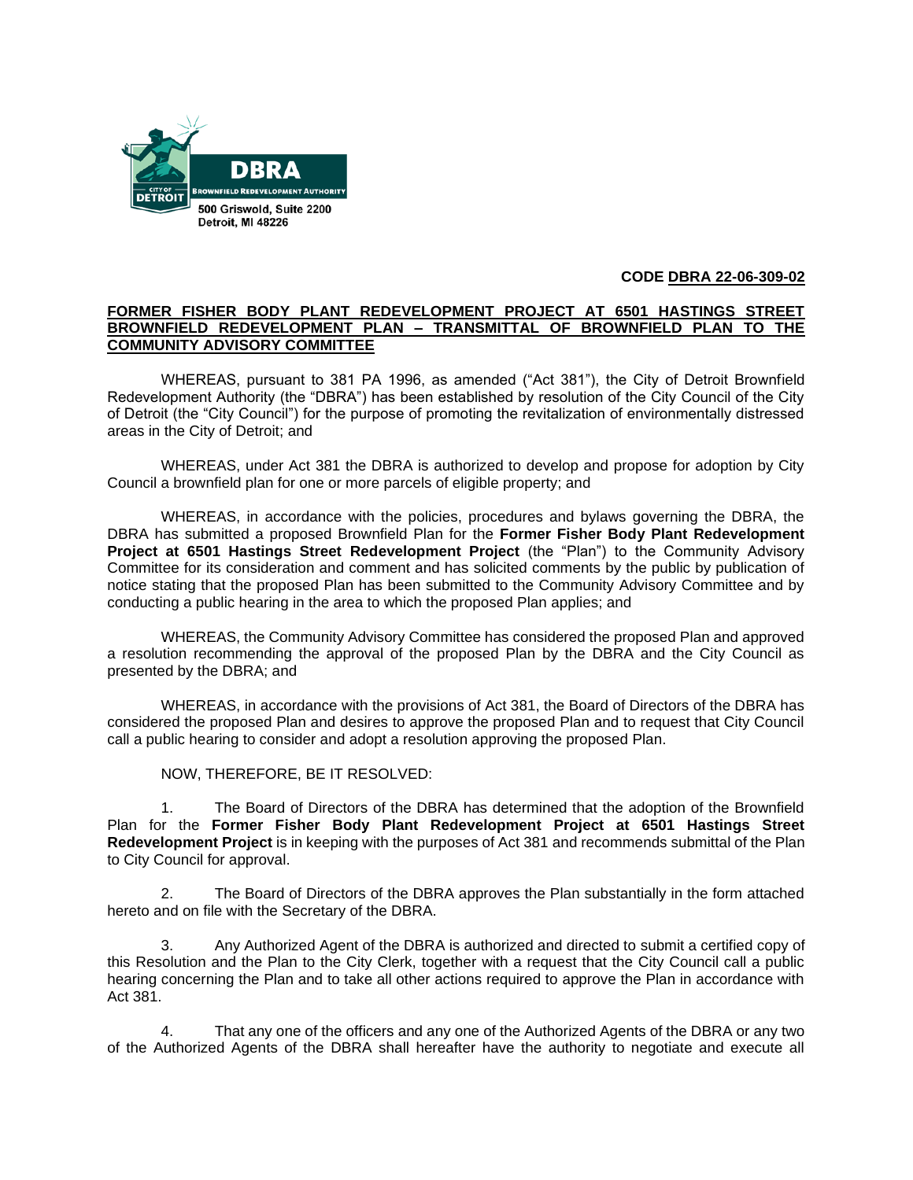**DBRA**
**BROWNFIELD REDEVELOPMENT AUTHORITY**
CITY OF DETROIT

500 Griswold, Suite 2200
Detroit, MI 48226

**CODE DBRA 22-06-309-02**

**FORMER FISHER BODY PLANT REDEVELOPMENT PROJECT AT 6501 HASTINGS STREET BROWNFIELD REDEVELOPMENT PLAN – TRANSMITTAL OF BROWNFIELD PLAN TO THE COMMUNITY ADVISORY COMMITTEE**

WHEREAS, pursuant to 381 PA 1996, as amended ("Act 381"), the City of Detroit Brownfield Redevelopment Authority (the "DBRA") has been established by resolution of the City Council of the City of Detroit (the "City Council") for the purpose of promoting the revitalization of environmentally distressed areas in the City of Detroit; and

WHEREAS, under Act 381 the DBRA is authorized to develop and propose for adoption by City Council a brownfield plan for one or more parcels of eligible property; and

WHEREAS, in accordance with the policies, procedures and bylaws governing the DBRA, the DBRA has submitted a proposed Brownfield Plan for the **Former Fisher Body Plant Redevelopment Project at 6501 Hastings Street Redevelopment Project** (the "Plan") to the Community Advisory Committee for its consideration and comment and has solicited comments by the public by publication of notice stating that the proposed Plan has been submitted to the Community Advisory Committee and by conducting a public hearing in the area to which the proposed Plan applies; and

WHEREAS, the Community Advisory Committee has considered the proposed Plan and approved a resolution recommending the approval of the proposed Plan by the DBRA and the City Council as presented by the DBRA; and

WHEREAS, in accordance with the provisions of Act 381, the Board of Directors of the DBRA has considered the proposed Plan and desires to approve the proposed Plan and to request that City Council call a public hearing to consider and adopt a resolution approving the proposed Plan.

NOW, THEREFORE, BE IT RESOLVED:

1. The Board of Directors of the DBRA has determined that the adoption of the Brownfield Plan for the **Former Fisher Body Plant Redevelopment Project at 6501 Hastings Street Redevelopment Project** is in keeping with the purposes of Act 381 and recommends submittal of the Plan to City Council for approval.

2. The Board of Directors of the DBRA approves the Plan substantially in the form attached hereto and on file with the Secretary of the DBRA.

3. Any Authorized Agent of the DBRA is authorized and directed to submit a certified copy of this Resolution and the Plan to the City Clerk, together with a request that the City Council call a public hearing concerning the Plan and to take all other actions required to approve the Plan in accordance with Act 381.

4. That any one of the officers and any one of the Authorized Agents of the DBRA or any two of the Authorized Agents of the DBRA shall hereafter have the authority to negotiate and execute all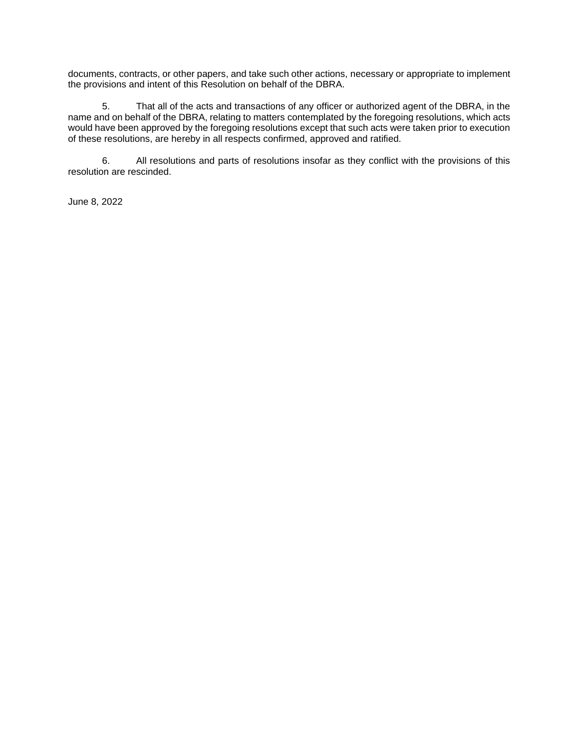documents, contracts, or other papers, and take such other actions, necessary or appropriate to implement the provisions and intent of this Resolution on behalf of the DBRA.

5. That all of the acts and transactions of any officer or authorized agent of the DBRA, in the name and on behalf of the DBRA, relating to matters contemplated by the foregoing resolutions, which acts would have been approved by the foregoing resolutions except that such acts were taken prior to execution of these resolutions, are hereby in all respects confirmed, approved and ratified.

6. All resolutions and parts of resolutions insofar as they conflict with the provisions of this resolution are rescinded.

June 8, 2022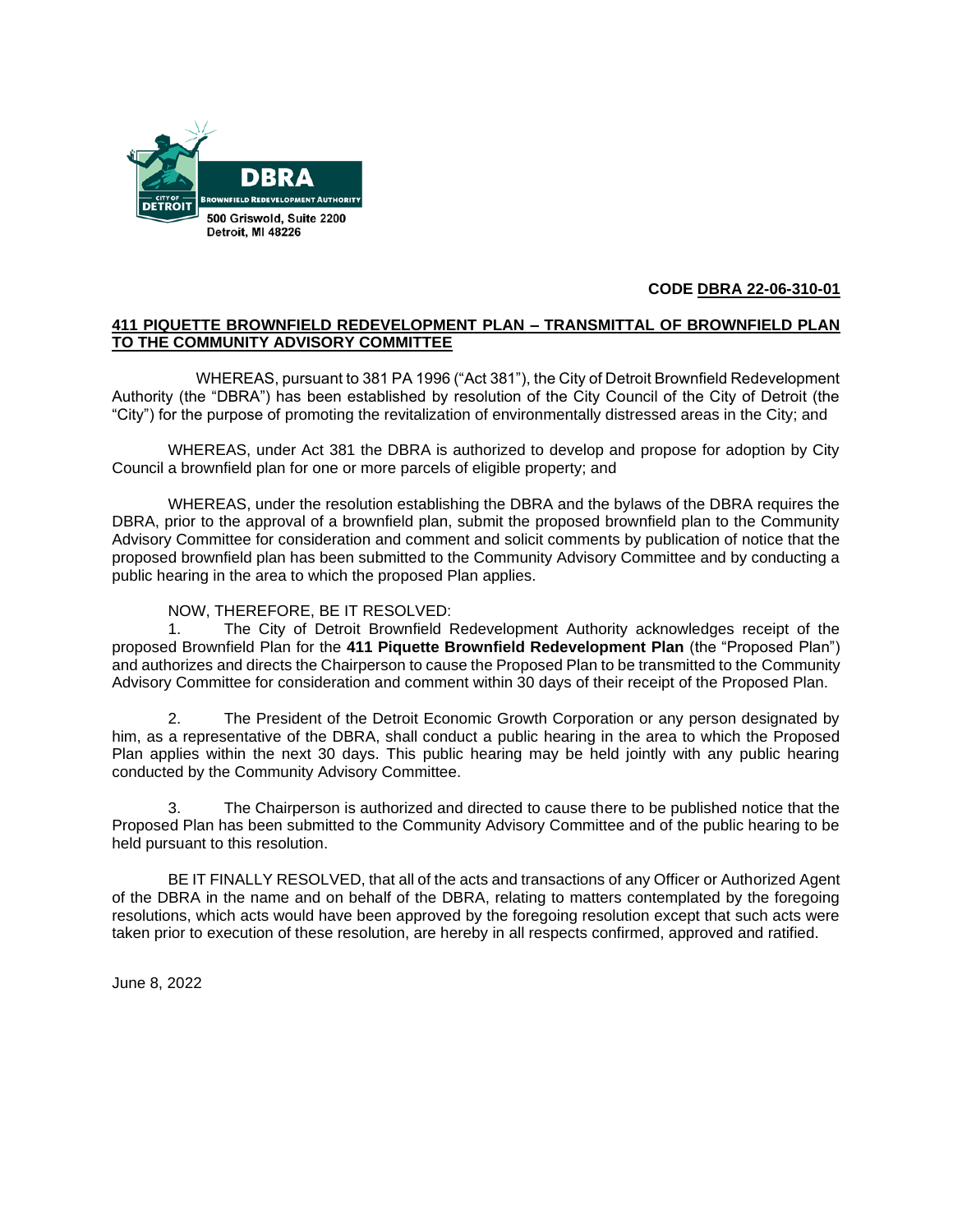DBRA

BROWNFIELD REDEVELOPMENT AUTHORITY

CITY OF DETROIT

500 Griswold, Suite 2200
Detroit, MI 48226

**CODE DBRA 22-06-310-01**

**411 PIQUETTE BROWNFIELD REDEVELOPMENT PLAN – TRANSMITTAL OF BROWNFIELD PLAN TO THE COMMUNITY ADVISORY COMMITTEE**

WHEREAS, pursuant to 381 PA 1996 ("Act 381"), the City of Detroit Brownfield Redevelopment Authority (the "DBRA") has been established by resolution of the City Council of the City of Detroit (the "City") for the purpose of promoting the revitalization of environmentally distressed areas in the City; and

WHEREAS, under Act 381 the DBRA is authorized to develop and propose for adoption by City Council a brownfield plan for one or more parcels of eligible property; and

WHEREAS, under the resolution establishing the DBRA and the bylaws of the DBRA requires the DBRA, prior to the approval of a brownfield plan, submit the proposed brownfield plan to the Community Advisory Committee for consideration and comment and solicit comments by publication of notice that the proposed brownfield plan has been submitted to the Community Advisory Committee and by conducting a public hearing in the area to which the proposed Plan applies.

NOW, THEREFORE, BE IT RESOLVED:

1. The City of Detroit Brownfield Redevelopment Authority acknowledges receipt of the proposed Brownfield Plan for the **411 Piquette Brownfield Redevelopment Plan** (the "Proposed Plan") and authorizes and directs the Chairperson to cause the Proposed Plan to be transmitted to the Community Advisory Committee for consideration and comment within 30 days of their receipt of the Proposed Plan.

2. The President of the Detroit Economic Growth Corporation or any person designated by him, as a representative of the DBRA, shall conduct a public hearing in the area to which the Proposed Plan applies within the next 30 days. This public hearing may be held jointly with any public hearing conducted by the Community Advisory Committee.

3. The Chairperson is authorized and directed to cause there to be published notice that the Proposed Plan has been submitted to the Community Advisory Committee and of the public hearing to be held pursuant to this resolution.

BE IT FINALLY RESOLVED, that all of the acts and transactions of any Officer or Authorized Agent of the DBRA in the name and on behalf of the DBRA, relating to matters contemplated by the foregoing resolutions, which acts would have been approved by the foregoing resolution except that such acts were taken prior to execution of these resolution, are hereby in all respects confirmed, approved and ratified.

June 8, 2022